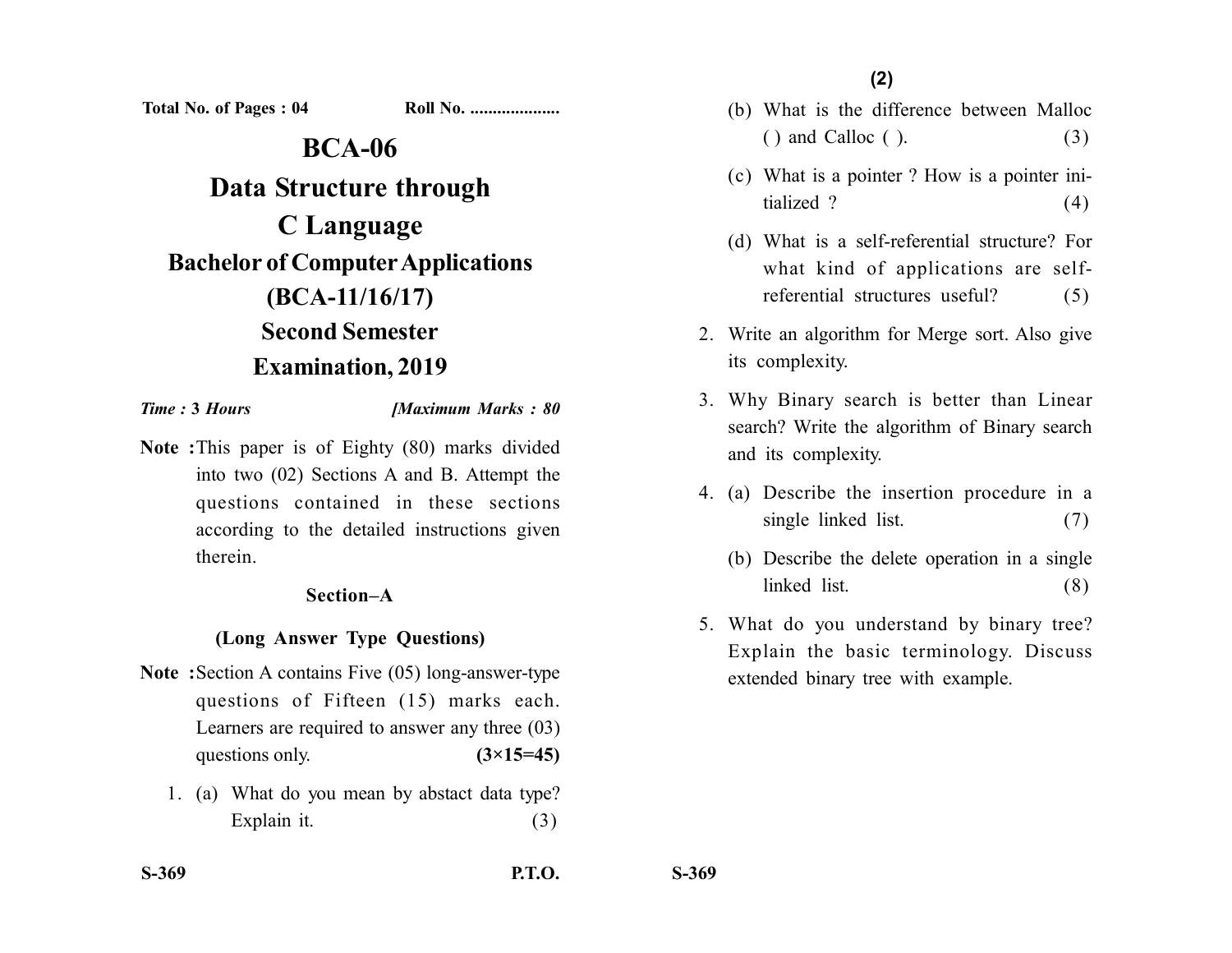Total No. of Pages : 04    Roll No. ....................

# BCA-06

# Data Structure through C Language

## Bachelor of Computer Applications (BCA-11/16/17)

## Second Semester Examination, 2019

*Time :* **3** *Hours*    *[Maximum Marks : 80*

**Note :** This paper is of Eighty (80) marks divided into two (02) Sections A and B. Attempt the questions contained in these sections according to the detailed instructions given therein.

### Section–A

### (Long Answer Type Questions)

**Note :** Section A contains Five (05) long-answer-type questions of Fifteen (15) marks each. Learners are required to answer any three (03) questions only. **(3×15=45)**

1. (a) What do you mean by abstact data type? Explain it. (3)

   (b) What is the difference between Malloc ( ) and Calloc ( ). (3)

   (c) What is a pointer ? How is a pointer initialized ? (4)

   (d) What is a self-referential structure? For what kind of applications are self-referential structures useful? (5)

2. Write an algorithm for Merge sort. Also give its complexity.

3. Why Binary search is better than Linear search? Write the algorithm of Binary search and its complexity.

4. (a) Describe the insertion procedure in a single linked list. (7)

   (b) Describe the delete operation in a single linked list. (8)

5. What do you understand by binary tree? Explain the basic terminology. Discuss extended binary tree with example.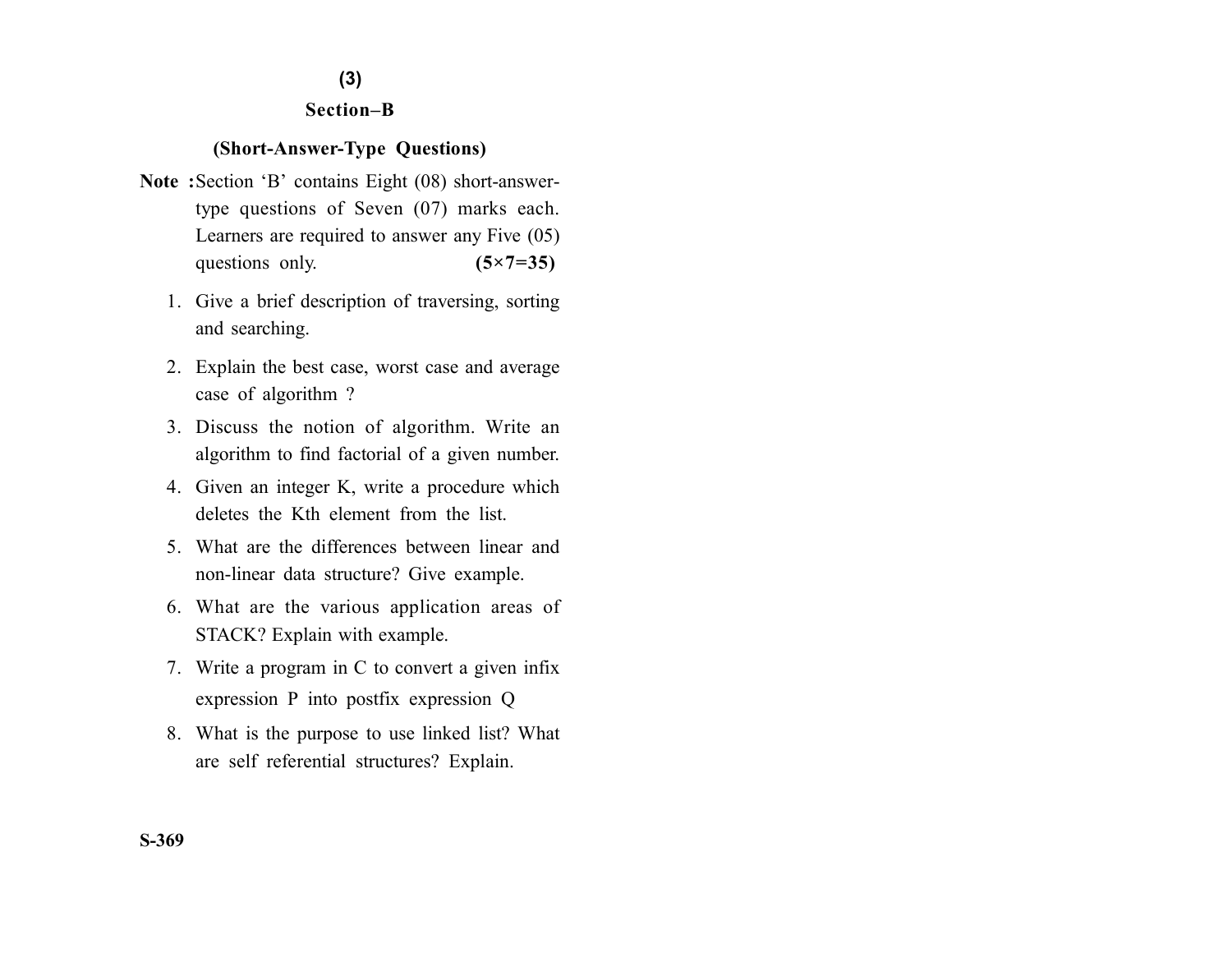## Section–B

### (Short-Answer-Type Questions)

**Note :** Section 'B' contains Eight (08) short-answer-type questions of Seven (07) marks each. Learners are required to answer any Five (05) questions only. **(5×7=35)**

1. Give a brief description of traversing, sorting and searching.
2. Explain the best case, worst case and average case of algorithm ?
3. Discuss the notion of algorithm. Write an algorithm to find factorial of a given number.
4. Given an integer K, write a procedure which deletes the Kth element from the list.
5. What are the differences between linear and non-linear data structure? Give example.
6. What are the various application areas of STACK? Explain with example.
7. Write a program in C to convert a given infix expression P into postfix expression Q
8. What is the purpose to use linked list? What are self referential structures? Explain.

**S-369**